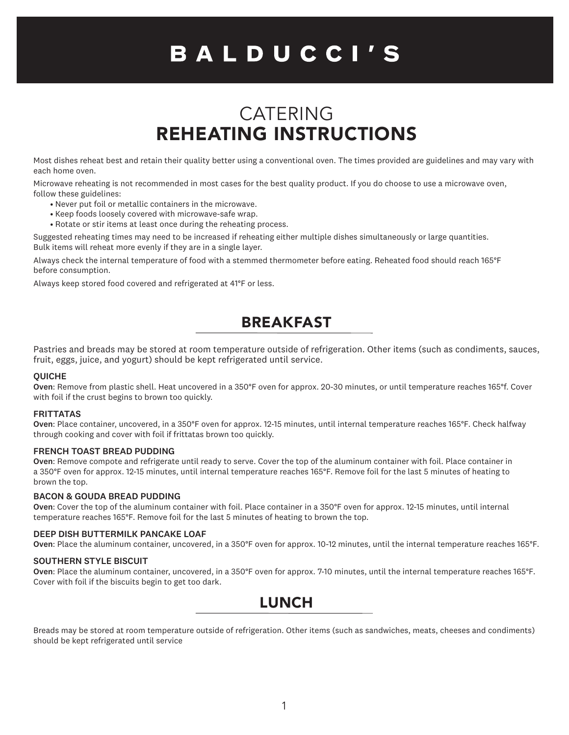# BALDUCCI'S

## CATERING
## REHEATING INSTRUCTIONS

Most dishes reheat best and retain their quality better using a conventional oven. The times provided are guidelines and may vary with each home oven.

Microwave reheating is not recommended in most cases for the best quality product. If you do choose to use a microwave oven, follow these guidelines:

- Never put foil or metallic containers in the microwave.
- Keep foods loosely covered with microwave-safe wrap.
- Rotate or stir items at least once during the reheating process.

Suggested reheating times may need to be increased if reheating either multiple dishes simultaneously or large quantities. Bulk items will reheat more evenly if they are in a single layer.

Always check the internal temperature of food with a stemmed thermometer before eating. Reheated food should reach 165°F before consumption.

Always keep stored food covered and refrigerated at 41°F or less.

## BREAKFAST

Pastries and breads may be stored at room temperature outside of refrigeration. Other items (such as condiments, sauces, fruit, eggs, juice, and yogurt) should be kept refrigerated until service.

### QUICHE

**Oven**: Remove from plastic shell. Heat uncovered in a 350°F oven for approx. 20-30 minutes, or until temperature reaches 165°f. Cover with foil if the crust begins to brown too quickly.

### FRITTATAS

**Oven**: Place container, uncovered, in a 350°F oven for approx. 12-15 minutes, until internal temperature reaches 165°F. Check halfway through cooking and cover with foil if frittatas brown too quickly.

### FRENCH TOAST BREAD PUDDING

**Oven**: Remove compote and refrigerate until ready to serve. Cover the top of the aluminum container with foil. Place container in a 350°F oven for approx. 12-15 minutes, until internal temperature reaches 165°F. Remove foil for the last 5 minutes of heating to brown the top.

### BACON & GOUDA BREAD PUDDING

**Oven**: Cover the top of the aluminum container with foil. Place container in a 350°F oven for approx. 12-15 minutes, until internal temperature reaches 165°F. Remove foil for the last 5 minutes of heating to brown the top.

### DEEP DISH BUTTERMILK PANCAKE LOAF

**Oven**: Place the aluminum container, uncovered, in a 350°F oven for approx. 10-12 minutes, until the internal temperature reaches 165°F.

### SOUTHERN STYLE BISCUIT

**Oven**: Place the aluminum container, uncovered, in a 350°F oven for approx. 7-10 minutes, until the internal temperature reaches 165°F. Cover with foil if the biscuits begin to get too dark.

## LUNCH

Breads may be stored at room temperature outside of refrigeration. Other items (such as sandwiches, meats, cheeses and condiments) should be kept refrigerated until service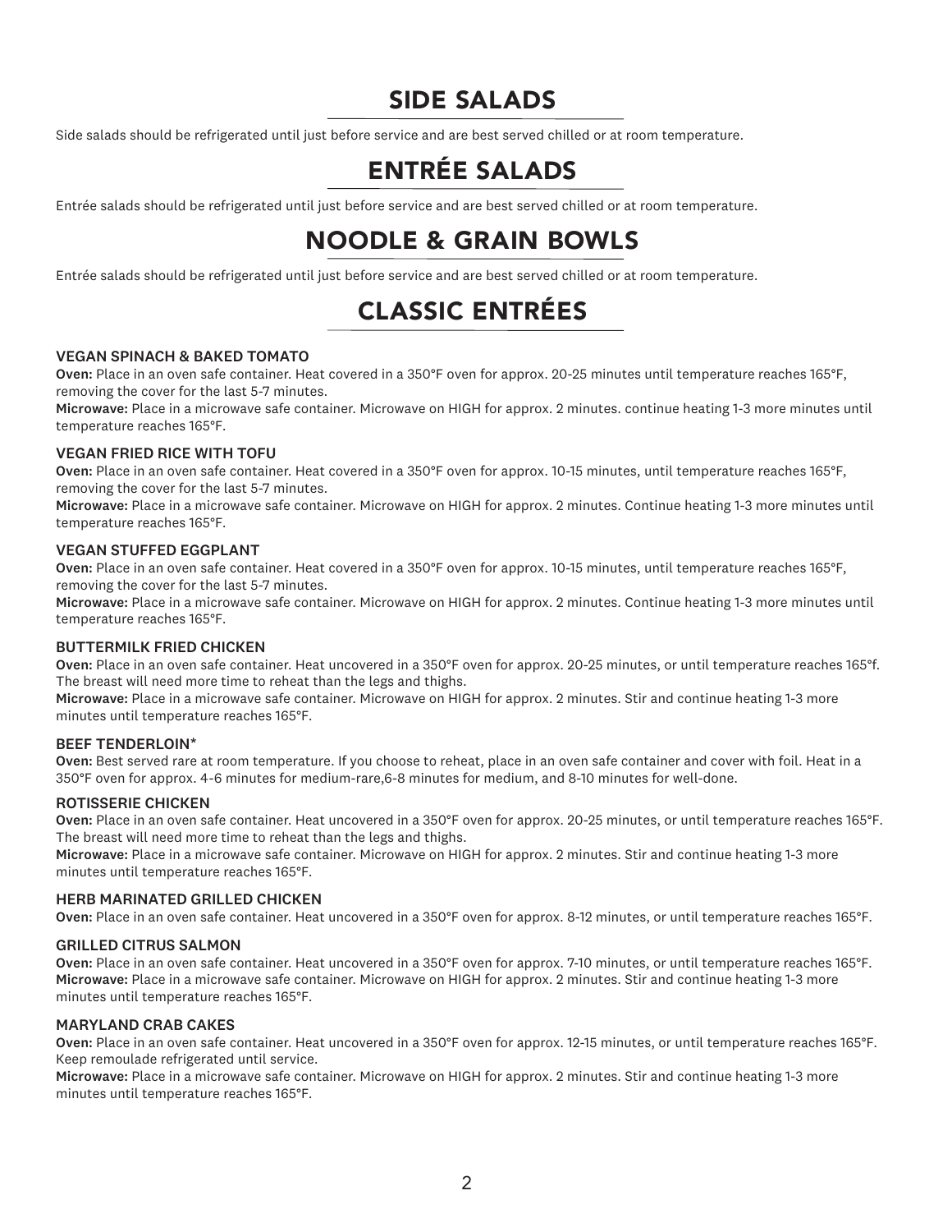## SIDE SALADS

Side salads should be refrigerated until just before service and are best served chilled or at room temperature.

## ENTRÉE SALADS

Entrée salads should be refrigerated until just before service and are best served chilled or at room temperature.

## NOODLE & GRAIN BOWLS

Entrée salads should be refrigerated until just before service and are best served chilled or at room temperature.

## CLASSIC ENTRÉES

### VEGAN SPINACH & BAKED TOMATO

**Oven:** Place in an oven safe container. Heat covered in a 350°F oven for approx. 20-25 minutes until temperature reaches 165°F, removing the cover for the last 5-7 minutes.
**Microwave:** Place in a microwave safe container. Microwave on HIGH for approx. 2 minutes. continue heating 1-3 more minutes until temperature reaches 165°F.

### VEGAN FRIED RICE WITH TOFU

**Oven:** Place in an oven safe container. Heat covered in a 350°F oven for approx. 10-15 minutes, until temperature reaches 165°F, removing the cover for the last 5-7 minutes.
**Microwave:** Place in a microwave safe container. Microwave on HIGH for approx. 2 minutes. Continue heating 1-3 more minutes until temperature reaches 165°F.

### VEGAN STUFFED EGGPLANT

**Oven:** Place in an oven safe container. Heat covered in a 350°F oven for approx. 10-15 minutes, until temperature reaches 165°F, removing the cover for the last 5-7 minutes.
**Microwave:** Place in a microwave safe container. Microwave on HIGH for approx. 2 minutes. Continue heating 1-3 more minutes until temperature reaches 165°F.

### BUTTERMILK FRIED CHICKEN

**Oven:** Place in an oven safe container. Heat uncovered in a 350°F oven for approx. 20-25 minutes, or until temperature reaches 165°f. The breast will need more time to reheat than the legs and thighs.
**Microwave:** Place in a microwave safe container. Microwave on HIGH for approx. 2 minutes. Stir and continue heating 1-3 more minutes until temperature reaches 165°F.

### BEEF TENDERLOIN*

**Oven:** Best served rare at room temperature. If you choose to reheat, place in an oven safe container and cover with foil. Heat in a 350°F oven for approx. 4-6 minutes for medium-rare,6-8 minutes for medium, and 8-10 minutes for well-done.

### ROTISSERIE CHICKEN

**Oven:** Place in an oven safe container. Heat uncovered in a 350°F oven for approx. 20-25 minutes, or until temperature reaches 165°F. The breast will need more time to reheat than the legs and thighs.
**Microwave:** Place in a microwave safe container. Microwave on HIGH for approx. 2 minutes. Stir and continue heating 1-3 more minutes until temperature reaches 165°F.

### HERB MARINATED GRILLED CHICKEN

**Oven:** Place in an oven safe container. Heat uncovered in a 350°F oven for approx. 8-12 minutes, or until temperature reaches 165°F.

### GRILLED CITRUS SALMON

**Oven:** Place in an oven safe container. Heat uncovered in a 350°F oven for approx. 7-10 minutes, or until temperature reaches 165°F.
**Microwave:** Place in a microwave safe container. Microwave on HIGH for approx. 2 minutes. Stir and continue heating 1-3 more minutes until temperature reaches 165°F.

### MARYLAND CRAB CAKES

**Oven:** Place in an oven safe container. Heat uncovered in a 350°F oven for approx. 12-15 minutes, or until temperature reaches 165°F. Keep remoulade refrigerated until service.
**Microwave:** Place in a microwave safe container. Microwave on HIGH for approx. 2 minutes. Stir and continue heating 1-3 more minutes until temperature reaches 165°F.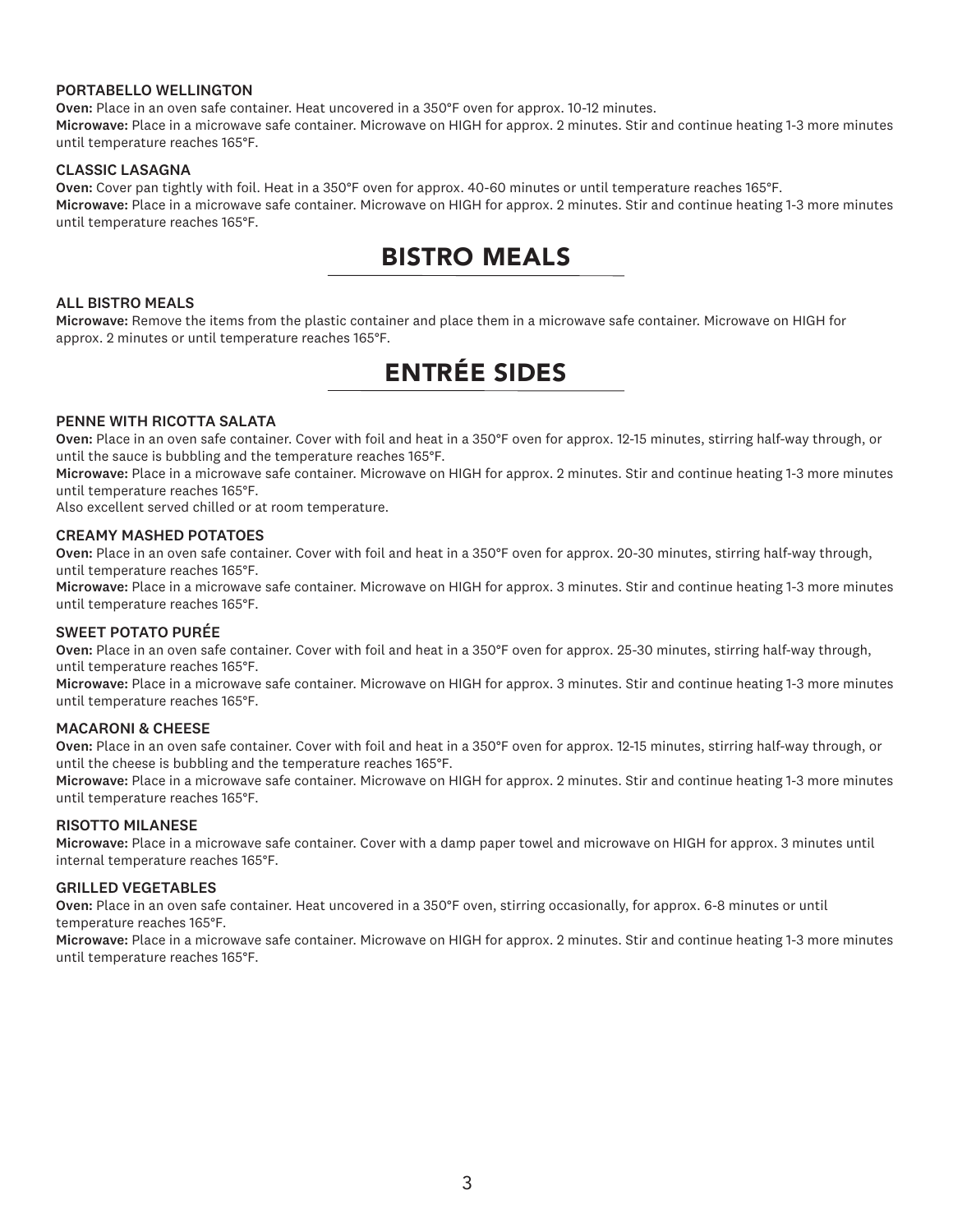### PORTABELLO WELLINGTON

**Oven:** Place in an oven safe container. Heat uncovered in a 350°F oven for approx. 10-12 minutes.
**Microwave:** Place in a microwave safe container. Microwave on HIGH for approx. 2 minutes. Stir and continue heating 1-3 more minutes until temperature reaches 165°F.

### CLASSIC LASAGNA

**Oven:** Cover pan tightly with foil. Heat in a 350°F oven for approx. 40-60 minutes or until temperature reaches 165°F.
**Microwave:** Place in a microwave safe container. Microwave on HIGH for approx. 2 minutes. Stir and continue heating 1-3 more minutes until temperature reaches 165°F.

## BISTRO MEALS

### ALL BISTRO MEALS

**Microwave:** Remove the items from the plastic container and place them in a microwave safe container. Microwave on HIGH for approx. 2 minutes or until temperature reaches 165°F.

## ENTRÉE SIDES

### PENNE WITH RICOTTA SALATA

**Oven:** Place in an oven safe container. Cover with foil and heat in a 350°F oven for approx. 12-15 minutes, stirring half-way through, or until the sauce is bubbling and the temperature reaches 165°F.
**Microwave:** Place in a microwave safe container. Microwave on HIGH for approx. 2 minutes. Stir and continue heating 1-3 more minutes until temperature reaches 165°F.
Also excellent served chilled or at room temperature.

### CREAMY MASHED POTATOES

**Oven:** Place in an oven safe container. Cover with foil and heat in a 350°F oven for approx. 20-30 minutes, stirring half-way through, until temperature reaches 165°F.
**Microwave:** Place in a microwave safe container. Microwave on HIGH for approx. 3 minutes. Stir and continue heating 1-3 more minutes until temperature reaches 165°F.

### SWEET POTATO PURÉE

**Oven:** Place in an oven safe container. Cover with foil and heat in a 350°F oven for approx. 25-30 minutes, stirring half-way through, until temperature reaches 165°F.
**Microwave:** Place in a microwave safe container. Microwave on HIGH for approx. 3 minutes. Stir and continue heating 1-3 more minutes until temperature reaches 165°F.

### MACARONI & CHEESE

**Oven:** Place in an oven safe container. Cover with foil and heat in a 350°F oven for approx. 12-15 minutes, stirring half-way through, or until the cheese is bubbling and the temperature reaches 165°F.
**Microwave:** Place in a microwave safe container. Microwave on HIGH for approx. 2 minutes. Stir and continue heating 1-3 more minutes until temperature reaches 165°F.

### RISOTTO MILANESE

**Microwave:** Place in a microwave safe container. Cover with a damp paper towel and microwave on HIGH for approx. 3 minutes until internal temperature reaches 165°F.

### GRILLED VEGETABLES

**Oven:** Place in an oven safe container. Heat uncovered in a 350°F oven, stirring occasionally, for approx. 6-8 minutes or until temperature reaches 165°F.
**Microwave:** Place in a microwave safe container. Microwave on HIGH for approx. 2 minutes. Stir and continue heating 1-3 more minutes until temperature reaches 165°F.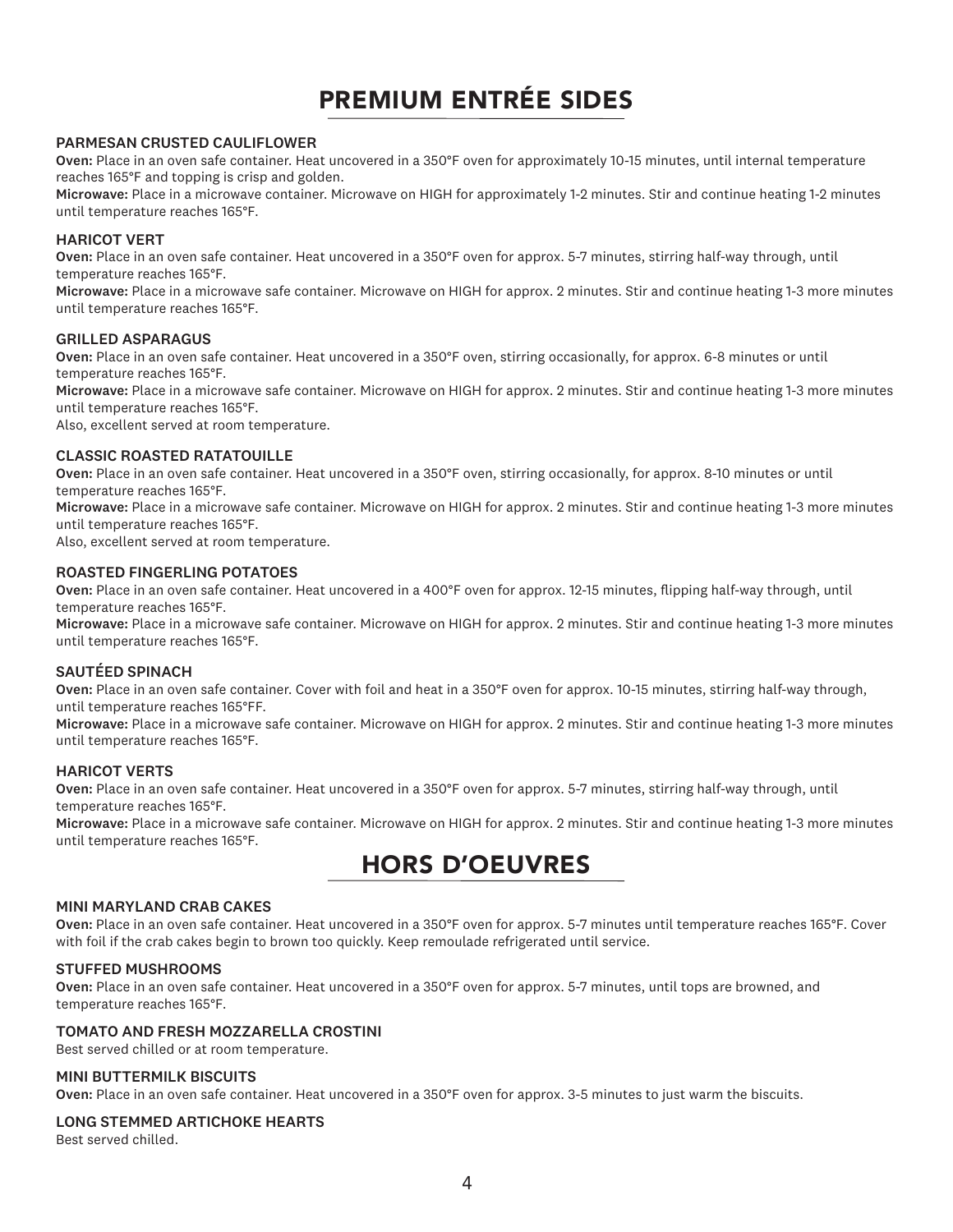# PREMIUM ENTRÉE SIDES

### PARMESAN CRUSTED CAULIFLOWER

**Oven:** Place in an oven safe container. Heat uncovered in a 350°F oven for approximately 10-15 minutes, until internal temperature reaches 165°F and topping is crisp and golden.
**Microwave:** Place in a microwave container. Microwave on HIGH for approximately 1-2 minutes. Stir and continue heating 1-2 minutes until temperature reaches 165°F.

### HARICOT VERT

**Oven:** Place in an oven safe container. Heat uncovered in a 350°F oven for approx. 5-7 minutes, stirring half-way through, until temperature reaches 165°F.
**Microwave:** Place in a microwave safe container. Microwave on HIGH for approx. 2 minutes. Stir and continue heating 1-3 more minutes until temperature reaches 165°F.

### GRILLED ASPARAGUS

**Oven:** Place in an oven safe container. Heat uncovered in a 350°F oven, stirring occasionally, for approx. 6-8 minutes or until temperature reaches 165°F.
**Microwave:** Place in a microwave safe container. Microwave on HIGH for approx. 2 minutes. Stir and continue heating 1-3 more minutes until temperature reaches 165°F.
Also, excellent served at room temperature.

### CLASSIC ROASTED RATATOUILLE

**Oven:** Place in an oven safe container. Heat uncovered in a 350°F oven, stirring occasionally, for approx. 8-10 minutes or until temperature reaches 165°F.
**Microwave:** Place in a microwave safe container. Microwave on HIGH for approx. 2 minutes. Stir and continue heating 1-3 more minutes until temperature reaches 165°F.
Also, excellent served at room temperature.

### ROASTED FINGERLING POTATOES

**Oven:** Place in an oven safe container. Heat uncovered in a 400°F oven for approx. 12-15 minutes, flipping half-way through, until temperature reaches 165°F.
**Microwave:** Place in a microwave safe container. Microwave on HIGH for approx. 2 minutes. Stir and continue heating 1-3 more minutes until temperature reaches 165°F.

### SAUTÉED SPINACH

**Oven:** Place in an oven safe container. Cover with foil and heat in a 350°F oven for approx. 10-15 minutes, stirring half-way through, until temperature reaches 165°FF.
**Microwave:** Place in a microwave safe container. Microwave on HIGH for approx. 2 minutes. Stir and continue heating 1-3 more minutes until temperature reaches 165°F.

### HARICOT VERTS

**Oven:** Place in an oven safe container. Heat uncovered in a 350°F oven for approx. 5-7 minutes, stirring half-way through, until temperature reaches 165°F.
**Microwave:** Place in a microwave safe container. Microwave on HIGH for approx. 2 minutes. Stir and continue heating 1-3 more minutes until temperature reaches 165°F.

# HORS D'OEUVRES

### MINI MARYLAND CRAB CAKES

**Oven:** Place in an oven safe container. Heat uncovered in a 350°F oven for approx. 5-7 minutes until temperature reaches 165°F. Cover with foil if the crab cakes begin to brown too quickly. Keep remoulade refrigerated until service.

### STUFFED MUSHROOMS

**Oven:** Place in an oven safe container. Heat uncovered in a 350°F oven for approx. 5-7 minutes, until tops are browned, and temperature reaches 165°F.

### TOMATO AND FRESH MOZZARELLA CROSTINI

Best served chilled or at room temperature.

### MINI BUTTERMILK BISCUITS

**Oven:** Place in an oven safe container. Heat uncovered in a 350°F oven for approx. 3-5 minutes to just warm the biscuits.

### LONG STEMMED ARTICHOKE HEARTS

Best served chilled.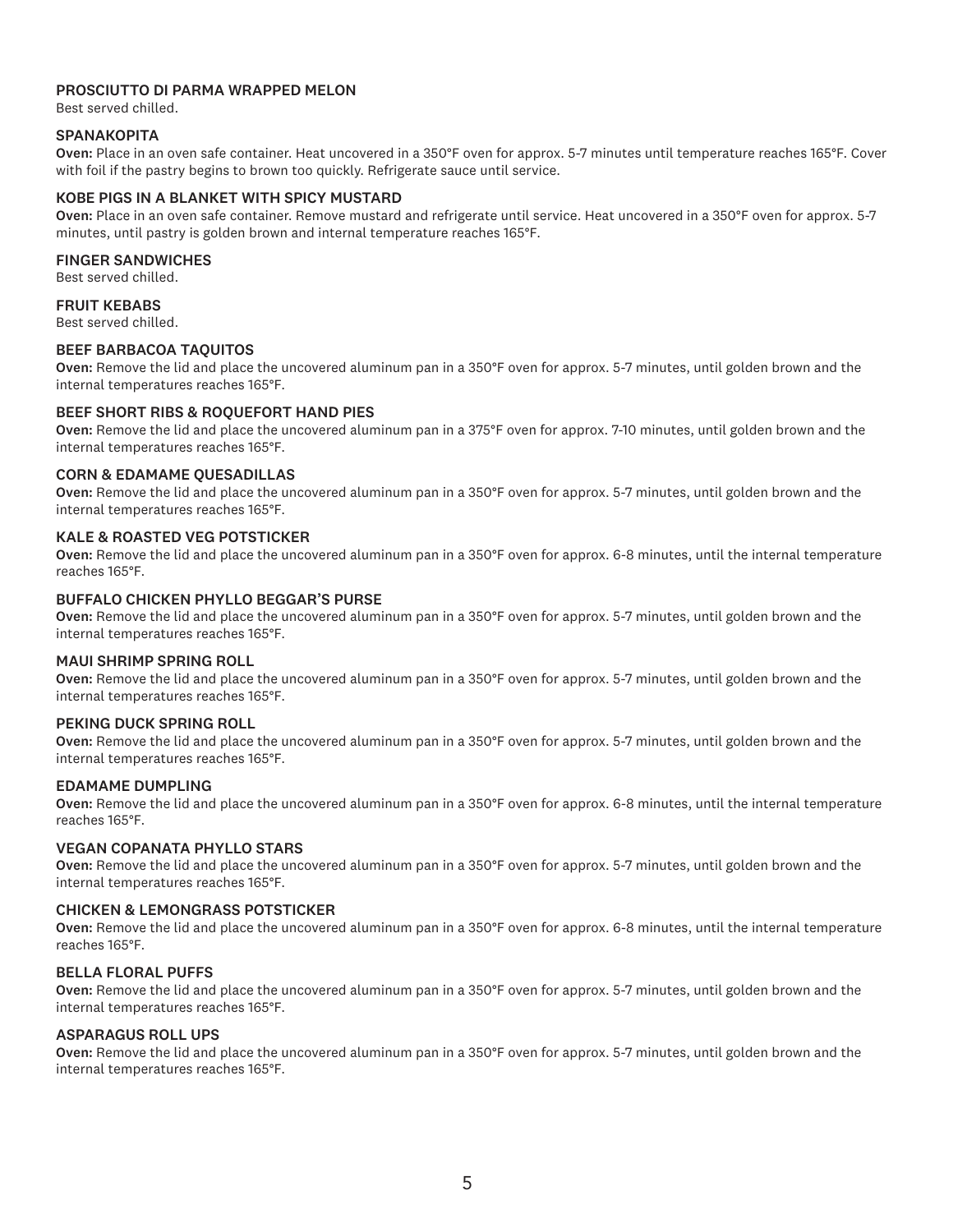### PROSCIUTTO DI PARMA WRAPPED MELON

Best served chilled.

### SPANAKOPITA

**Oven:** Place in an oven safe container. Heat uncovered in a 350°F oven for approx. 5-7 minutes until temperature reaches 165°F. Cover with foil if the pastry begins to brown too quickly. Refrigerate sauce until service.

### KOBE PIGS IN A BLANKET WITH SPICY MUSTARD

**Oven:** Place in an oven safe container. Remove mustard and refrigerate until service. Heat uncovered in a 350°F oven for approx. 5-7 minutes, until pastry is golden brown and internal temperature reaches 165°F.

### FINGER SANDWICHES

Best served chilled.

### FRUIT KEBABS

Best served chilled.

### BEEF BARBACOA TAQUITOS

**Oven:** Remove the lid and place the uncovered aluminum pan in a 350°F oven for approx. 5-7 minutes, until golden brown and the internal temperatures reaches 165°F.

### BEEF SHORT RIBS & ROQUEFORT HAND PIES

**Oven:** Remove the lid and place the uncovered aluminum pan in a 375°F oven for approx. 7-10 minutes, until golden brown and the internal temperatures reaches 165°F.

### CORN & EDAMAME QUESADILLAS

**Oven:** Remove the lid and place the uncovered aluminum pan in a 350°F oven for approx. 5-7 minutes, until golden brown and the internal temperatures reaches 165°F.

### KALE & ROASTED VEG POTSTICKER

**Oven:** Remove the lid and place the uncovered aluminum pan in a 350°F oven for approx. 6-8 minutes, until the internal temperature reaches 165°F.

### BUFFALO CHICKEN PHYLLO BEGGAR'S PURSE

**Oven:** Remove the lid and place the uncovered aluminum pan in a 350°F oven for approx. 5-7 minutes, until golden brown and the internal temperatures reaches 165°F.

### MAUI SHRIMP SPRING ROLL

**Oven:** Remove the lid and place the uncovered aluminum pan in a 350°F oven for approx. 5-7 minutes, until golden brown and the internal temperatures reaches 165°F.

### PEKING DUCK SPRING ROLL

**Oven:** Remove the lid and place the uncovered aluminum pan in a 350°F oven for approx. 5-7 minutes, until golden brown and the internal temperatures reaches 165°F.

### EDAMAME DUMPLING

**Oven:** Remove the lid and place the uncovered aluminum pan in a 350°F oven for approx. 6-8 minutes, until the internal temperature reaches 165°F.

### VEGAN COPANATA PHYLLO STARS

**Oven:** Remove the lid and place the uncovered aluminum pan in a 350°F oven for approx. 5-7 minutes, until golden brown and the internal temperatures reaches 165°F.

### CHICKEN & LEMONGRASS POTSTICKER

**Oven:** Remove the lid and place the uncovered aluminum pan in a 350°F oven for approx. 6-8 minutes, until the internal temperature reaches 165°F.

### BELLA FLORAL PUFFS

**Oven:** Remove the lid and place the uncovered aluminum pan in a 350°F oven for approx. 5-7 minutes, until golden brown and the internal temperatures reaches 165°F.

### ASPARAGUS ROLL UPS

**Oven:** Remove the lid and place the uncovered aluminum pan in a 350°F oven for approx. 5-7 minutes, until golden brown and the internal temperatures reaches 165°F.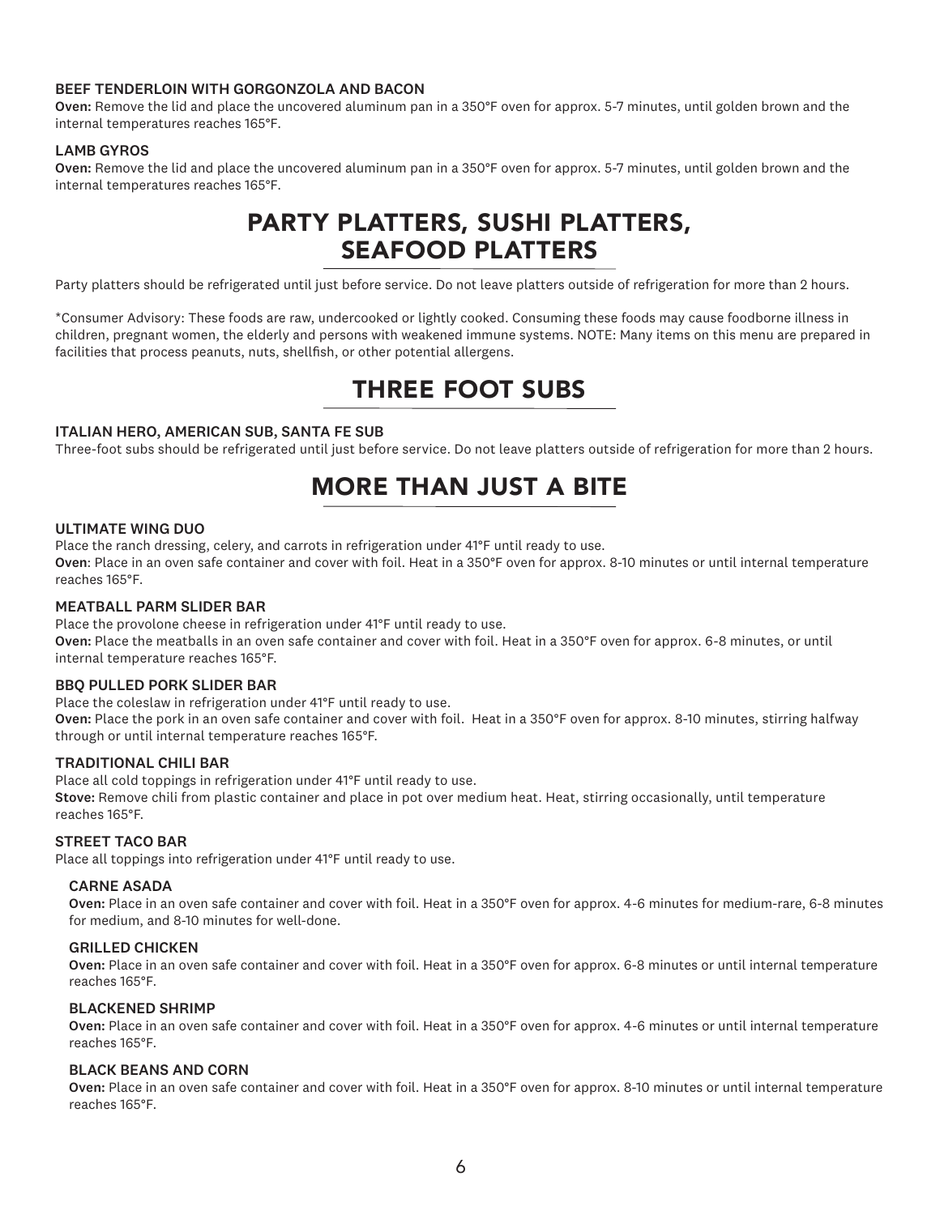### BEEF TENDERLOIN WITH GORGONZOLA AND BACON

**Oven:** Remove the lid and place the uncovered aluminum pan in a 350°F oven for approx. 5-7 minutes, until golden brown and the internal temperatures reaches 165°F.

### LAMB GYROS

**Oven:** Remove the lid and place the uncovered aluminum pan in a 350°F oven for approx. 5-7 minutes, until golden brown and the internal temperatures reaches 165°F.

## PARTY PLATTERS, SUSHI PLATTERS, SEAFOOD PLATTERS

Party platters should be refrigerated until just before service. Do not leave platters outside of refrigeration for more than 2 hours.

*Consumer Advisory: These foods are raw, undercooked or lightly cooked. Consuming these foods may cause foodborne illness in children, pregnant women, the elderly and persons with weakened immune systems. NOTE: Many items on this menu are prepared in facilities that process peanuts, nuts, shellfish, or other potential allergens.

## THREE FOOT SUBS

### ITALIAN HERO, AMERICAN SUB, SANTA FE SUB

Three-foot subs should be refrigerated until just before service. Do not leave platters outside of refrigeration for more than 2 hours.

## MORE THAN JUST A BITE

### ULTIMATE WING DUO

Place the ranch dressing, celery, and carrots in refrigeration under 41°F until ready to use.
**Oven**: Place in an oven safe container and cover with foil. Heat in a 350°F oven for approx. 8-10 minutes or until internal temperature reaches 165°F.

### MEATBALL PARM SLIDER BAR

Place the provolone cheese in refrigeration under 41°F until ready to use.
**Oven:** Place the meatballs in an oven safe container and cover with foil. Heat in a 350°F oven for approx. 6-8 minutes, or until internal temperature reaches 165°F.

### BBQ PULLED PORK SLIDER BAR

Place the coleslaw in refrigeration under 41°F until ready to use.
**Oven:** Place the pork in an oven safe container and cover with foil. Heat in a 350°F oven for approx. 8-10 minutes, stirring halfway through or until internal temperature reaches 165°F.

### TRADITIONAL CHILI BAR

Place all cold toppings in refrigeration under 41°F until ready to use.
**Stove:** Remove chili from plastic container and place in pot over medium heat. Heat, stirring occasionally, until temperature reaches 165°F.

### STREET TACO BAR

Place all toppings into refrigeration under 41°F until ready to use.

#### CARNE ASADA

**Oven:** Place in an oven safe container and cover with foil. Heat in a 350°F oven for approx. 4-6 minutes for medium-rare, 6-8 minutes for medium, and 8-10 minutes for well-done.

#### GRILLED CHICKEN

**Oven:** Place in an oven safe container and cover with foil. Heat in a 350°F oven for approx. 6-8 minutes or until internal temperature reaches 165°F.

#### BLACKENED SHRIMP

**Oven:** Place in an oven safe container and cover with foil. Heat in a 350°F oven for approx. 4-6 minutes or until internal temperature reaches 165°F.

#### BLACK BEANS AND CORN

**Oven:** Place in an oven safe container and cover with foil. Heat in a 350°F oven for approx. 8-10 minutes or until internal temperature reaches 165°F.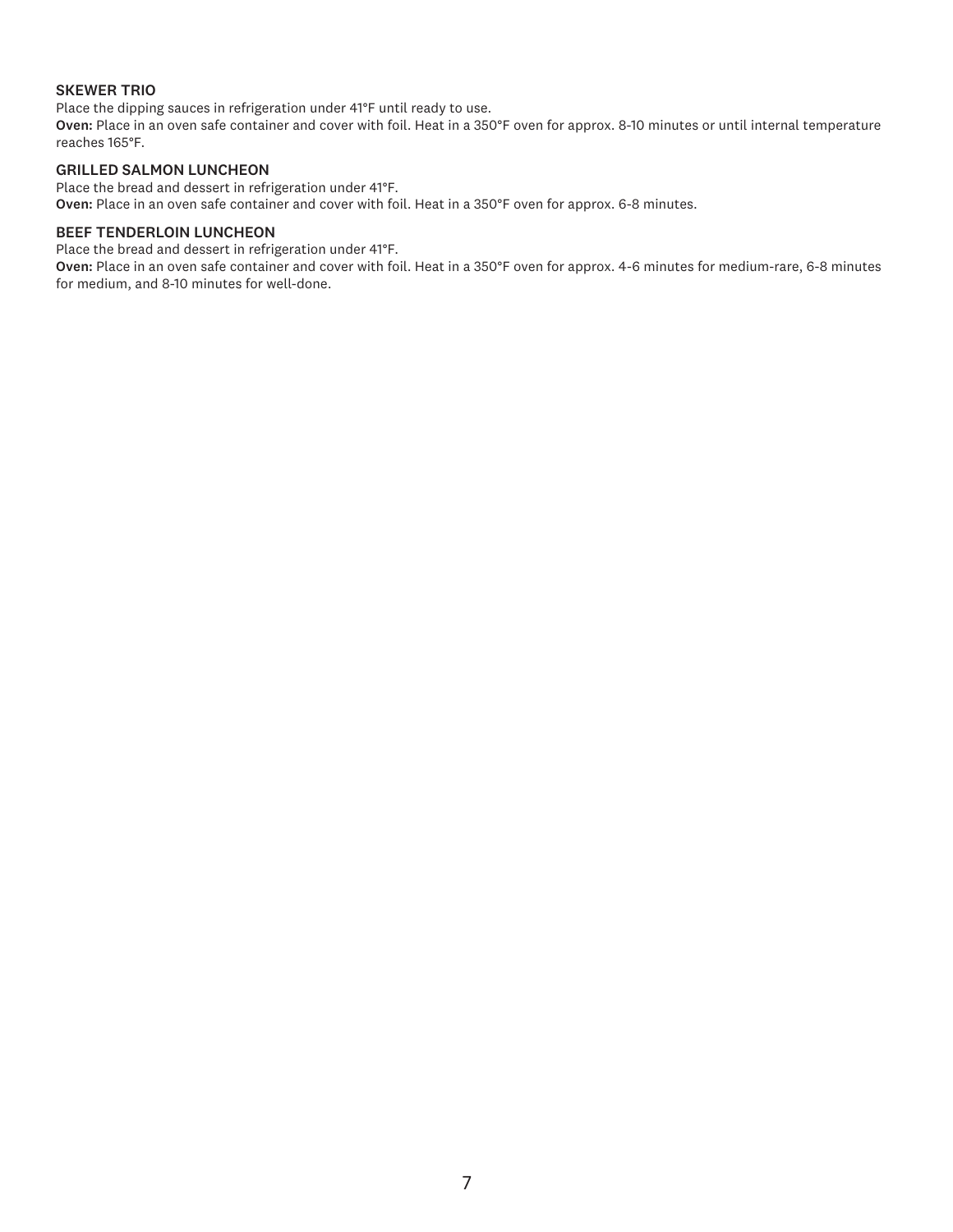### SKEWER TRIO

Place the dipping sauces in refrigeration under 41°F until ready to use.

**Oven:** Place in an oven safe container and cover with foil. Heat in a 350°F oven for approx. 8-10 minutes or until internal temperature reaches 165°F.

### GRILLED SALMON LUNCHEON

Place the bread and dessert in refrigeration under 41°F.

**Oven:** Place in an oven safe container and cover with foil. Heat in a 350°F oven for approx. 6-8 minutes.

### BEEF TENDERLOIN LUNCHEON

Place the bread and dessert in refrigeration under 41°F.

**Oven:** Place in an oven safe container and cover with foil. Heat in a 350°F oven for approx. 4-6 minutes for medium-rare, 6-8 minutes for medium, and 8-10 minutes for well-done.